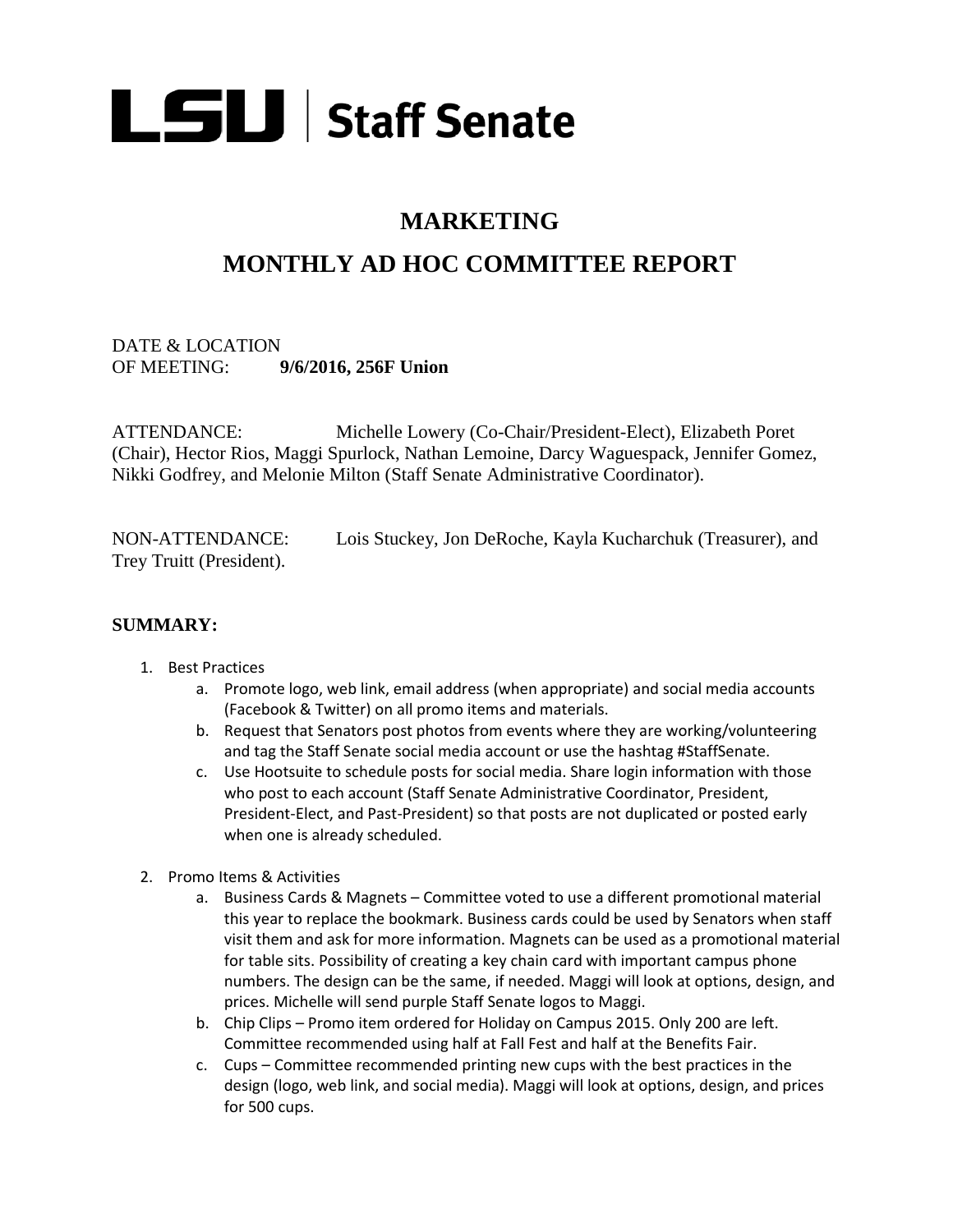LSU | Staff Senate

# MARKETING

# MONTHLY AD HOC COMMITTEE REPORT

DATE & LOCATION
OF MEETING: **9/6/2016, 256F Union**

ATTENDANCE: Michelle Lowery (Co-Chair/President-Elect), Elizabeth Poret (Chair), Hector Rios, Maggi Spurlock, Nathan Lemoine, Darcy Waguespack, Jennifer Gomez, Nikki Godfrey, and Melonie Milton (Staff Senate Administrative Coordinator).

NON-ATTENDANCE: Lois Stuckey, Jon DeRoche, Kayla Kucharchuk (Treasurer), and Trey Truitt (President).

**SUMMARY:**

1. Best Practices
   a. Promote logo, web link, email address (when appropriate) and social media accounts (Facebook & Twitter) on all promo items and materials.
   b. Request that Senators post photos from events where they are working/volunteering and tag the Staff Senate social media account or use the hashtag #StaffSenate.
   c. Use Hootsuite to schedule posts for social media. Share login information with those who post to each account (Staff Senate Administrative Coordinator, President, President-Elect, and Past-President) so that posts are not duplicated or posted early when one is already scheduled.

2. Promo Items & Activities
   a. Business Cards & Magnets – Committee voted to use a different promotional material this year to replace the bookmark. Business cards could be used by Senators when staff visit them and ask for more information. Magnets can be used as a promotional material for table sits. Possibility of creating a key chain card with important campus phone numbers. The design can be the same, if needed. Maggi will look at options, design, and prices. Michelle will send purple Staff Senate logos to Maggi.
   b. Chip Clips – Promo item ordered for Holiday on Campus 2015. Only 200 are left. Committee recommended using half at Fall Fest and half at the Benefits Fair.
   c. Cups – Committee recommended printing new cups with the best practices in the design (logo, web link, and social media). Maggi will look at options, design, and prices for 500 cups.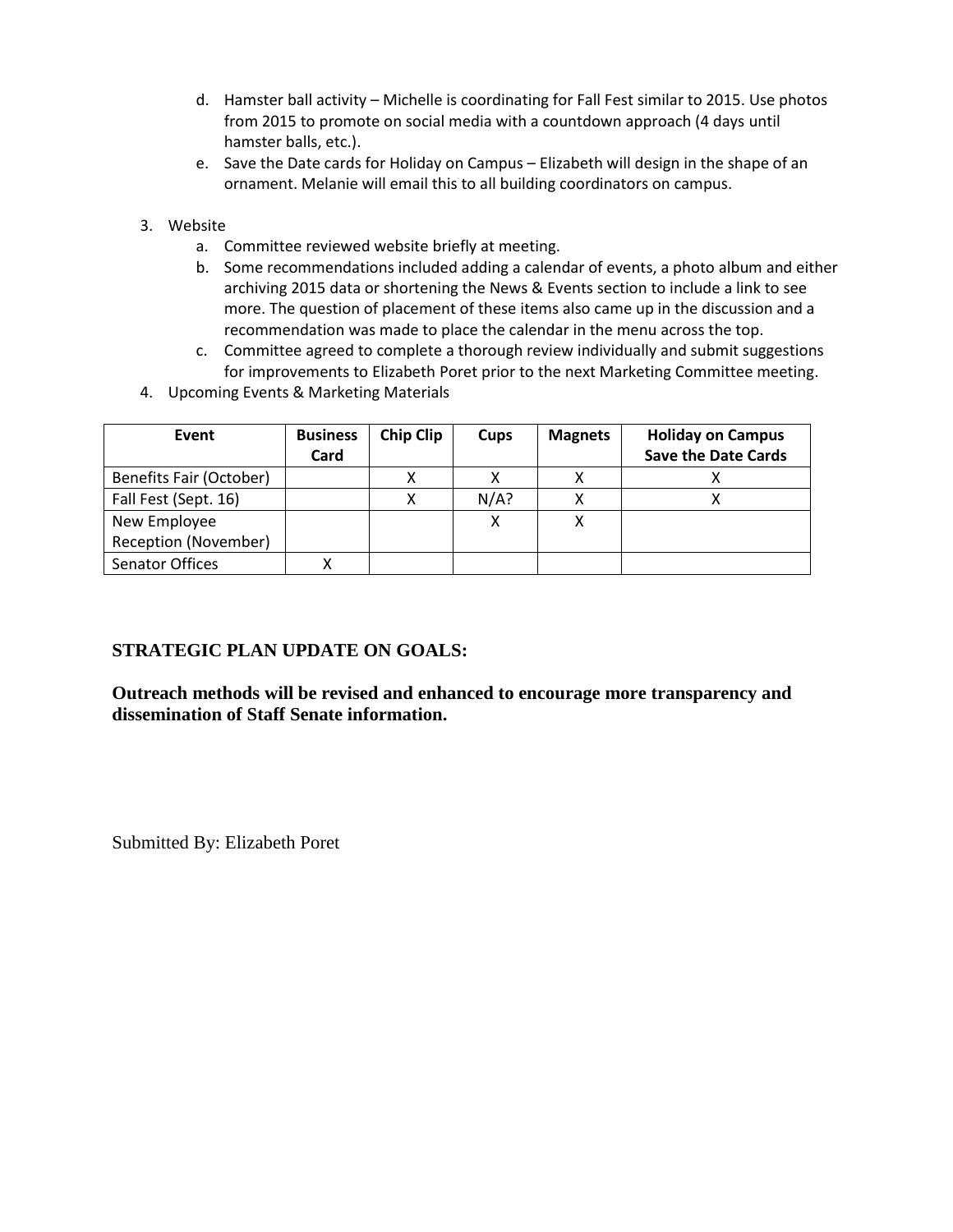d. Hamster ball activity – Michelle is coordinating for Fall Fest similar to 2015. Use photos from 2015 to promote on social media with a countdown approach (4 days until hamster balls, etc.).
e. Save the Date cards for Holiday on Campus – Elizabeth will design in the shape of an ornament. Melanie will email this to all building coordinators on campus.

3. Website
   a. Committee reviewed website briefly at meeting.
   b. Some recommendations included adding a calendar of events, a photo album and either archiving 2015 data or shortening the News & Events section to include a link to see more. The question of placement of these items also came up in the discussion and a recommendation was made to place the calendar in the menu across the top.
   c. Committee agreed to complete a thorough review individually and submit suggestions for improvements to Elizabeth Poret prior to the next Marketing Committee meeting.
4. Upcoming Events & Marketing Materials

| Event | Business Card | Chip Clip | Cups | Magnets | Holiday on Campus Save the Date Cards |
|---|---|---|---|---|---|
| Benefits Fair (October) | | X | X | X | X |
| Fall Fest (Sept. 16) | | X | N/A? | X | X |
| New Employee Reception (November) | | | X | X | |
| Senator Offices | X | | | | |

**STRATEGIC PLAN UPDATE ON GOALS:**

**Outreach methods will be revised and enhanced to encourage more transparency and dissemination of Staff Senate information.**

Submitted By: Elizabeth Poret